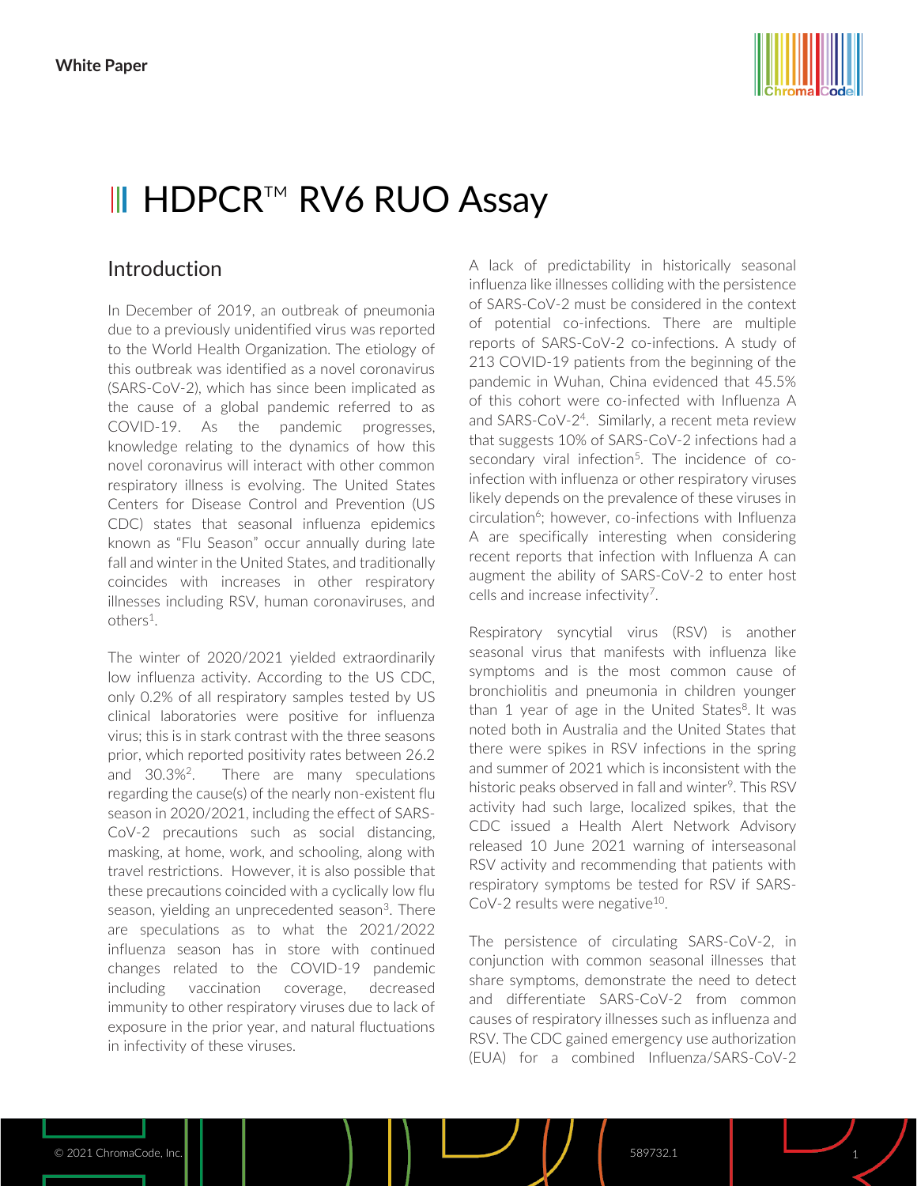**White Paper**

# HDPCR™ RV6 RUO Assay

## Introduction

In December of 2019, an outbreak of pneumonia due to a previously unidentified virus was reported to the World Health Organization. The etiology of this outbreak was identified as a novel coronavirus (SARS-CoV-2), which has since been implicated as the cause of a global pandemic referred to as COVID-19. As the pandemic progresses, knowledge relating to the dynamics of how this novel coronavirus will interact with other common respiratory illness is evolving. The United States Centers for Disease Control and Prevention (US CDC) states that seasonal influenza epidemics known as "Flu Season" occur annually during late fall and winter in the United States, and traditionally coincides with increases in other respiratory illnesses including RSV, human coronaviruses, and others[1].

The winter of 2020/2021 yielded extraordinarily low influenza activity. According to the US CDC, only 0.2% of all respiratory samples tested by US clinical laboratories were positive for influenza virus; this is in stark contrast with the three seasons prior, which reported positivity rates between 26.2 and 30.3%[2]. There are many speculations regarding the cause(s) of the nearly non-existent flu season in 2020/2021, including the effect of SARS-CoV-2 precautions such as social distancing, masking, at home, work, and schooling, along with travel restrictions. However, it is also possible that these precautions coincided with a cyclically low flu season, yielding an unprecedented season[3]. There are speculations as to what the 2021/2022 influenza season has in store with continued changes related to the COVID-19 pandemic including vaccination coverage, decreased immunity to other respiratory viruses due to lack of exposure in the prior year, and natural fluctuations in infectivity of these viruses.

A lack of predictability in historically seasonal influenza like illnesses colliding with the persistence of SARS-CoV-2 must be considered in the context of potential co-infections. There are multiple reports of SARS-CoV-2 co-infections. A study of 213 COVID-19 patients from the beginning of the pandemic in Wuhan, China evidenced that 45.5% of this cohort were co-infected with Influenza A and SARS-CoV-2[4]. Similarly, a recent meta review that suggests 10% of SARS-CoV-2 infections had a secondary viral infection[5]. The incidence of co-infection with influenza or other respiratory viruses likely depends on the prevalence of these viruses in circulation[6]; however, co-infections with Influenza A are specifically interesting when considering recent reports that infection with Influenza A can augment the ability of SARS-CoV-2 to enter host cells and increase infectivity[7].

Respiratory syncytial virus (RSV) is another seasonal virus that manifests with influenza like symptoms and is the most common cause of bronchiolitis and pneumonia in children younger than 1 year of age in the United States[8]. It was noted both in Australia and the United States that there were spikes in RSV infections in the spring and summer of 2021 which is inconsistent with the historic peaks observed in fall and winter[9]. This RSV activity had such large, localized spikes, that the CDC issued a Health Alert Network Advisory released 10 June 2021 warning of interseasonal RSV activity and recommending that patients with respiratory symptoms be tested for RSV if SARS-CoV-2 results were negative[10].

The persistence of circulating SARS-CoV-2, in conjunction with common seasonal illnesses that share symptoms, demonstrate the need to detect and differentiate SARS-CoV-2 from common causes of respiratory illnesses such as influenza and RSV. The CDC gained emergency use authorization (EUA) for a combined Influenza/SARS-CoV-2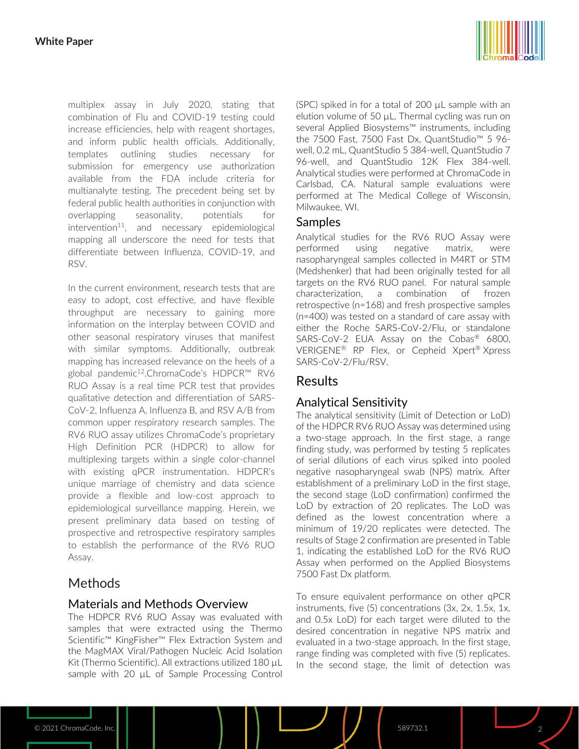multiplex assay in July 2020, stating that combination of Flu and COVID-19 testing could increase efficiencies, help with reagent shortages, and inform public health officials. Additionally, templates outlining studies necessary for submission for emergency use authorization available from the FDA include criteria for multianalyte testing. The precedent being set by federal public health authorities in conjunction with overlapping seasonality, potentials for intervention[11], and necessary epidemiological mapping all underscore the need for tests that differentiate between Influenza, COVID-19, and RSV.

In the current environment, research tests that are easy to adopt, cost effective, and have flexible throughput are necessary to gaining more information on the interplay between COVID and other seasonal respiratory viruses that manifest with similar symptoms. Additionally, outbreak mapping has increased relevance on the heels of a global pandemic[12].ChromaCode's HDPCR™ RV6 RUO Assay is a real time PCR test that provides qualitative detection and differentiation of SARS-CoV-2, Influenza A, Influenza B, and RSV A/B from common upper respiratory research samples. The RV6 RUO assay utilizes ChromaCode's proprietary High Definition PCR (HDPCR) to allow for multiplexing targets within a single color-channel with existing qPCR instrumentation. HDPCR's unique marriage of chemistry and data science provide a flexible and low-cost approach to epidemiological surveillance mapping. Herein, we present preliminary data based on testing of prospective and retrospective respiratory samples to establish the performance of the RV6 RUO Assay.

## Methods

### Materials and Methods Overview

The HDPCR RV6 RUO Assay was evaluated with samples that were extracted using the Thermo Scientific™ KingFisher™ Flex Extraction System and the MagMAX Viral/Pathogen Nucleic Acid Isolation Kit (Thermo Scientific). All extractions utilized 180 µL sample with 20 µL of Sample Processing Control (SPC) spiked in for a total of 200 µL sample with an elution volume of 50 µL. Thermal cycling was run on several Applied Biosystems™ instruments, including the 7500 Fast, 7500 Fast Dx, QuantStudio™ 5 96-well, 0.2 mL, QuantStudio 5 384-well, QuantStudio 7 96-well, and QuantStudio 12K Flex 384-well. Analytical studies were performed at ChromaCode in Carlsbad, CA. Natural sample evaluations were performed at The Medical College of Wisconsin, Milwaukee, WI.

### Samples

Analytical studies for the RV6 RUO Assay were performed using negative matrix, were nasopharyngeal samples collected in M4RT or STM (Medshenker) that had been originally tested for all targets on the RV6 RUO panel. For natural sample characterization, a combination of frozen retrospective (n=168) and fresh prospective samples (n=400) was tested on a standard of care assay with either the Roche SARS-CoV-2/Flu, or standalone SARS-CoV-2 EUA Assay on the Cobas® 6800, VERIGENE® RP Flex, or Cepheid Xpert® Xpress SARS-CoV-2/Flu/RSV.

## Results

### Analytical Sensitivity

The analytical sensitivity (Limit of Detection or LoD) of the HDPCR RV6 RUO Assay was determined using a two-stage approach. In the first stage, a range finding study, was performed by testing 5 replicates of serial dilutions of each virus spiked into pooled negative nasopharyngeal swab (NPS) matrix. After establishment of a preliminary LoD in the first stage, the second stage (LoD confirmation) confirmed the LoD by extraction of 20 replicates. The LoD was defined as the lowest concentration where a minimum of 19/20 replicates were detected. The results of Stage 2 confirmation are presented in Table 1, indicating the established LoD for the RV6 RUO Assay when performed on the Applied Biosystems 7500 Fast Dx platform.

To ensure equivalent performance on other qPCR instruments, five (5) concentrations (3x, 2x, 1.5x, 1x, and 0.5x LoD) for each target were diluted to the desired concentration in negative NPS matrix and evaluated in a two-stage approach. In the first stage, range finding was completed with five (5) replicates. In the second stage, the limit of detection was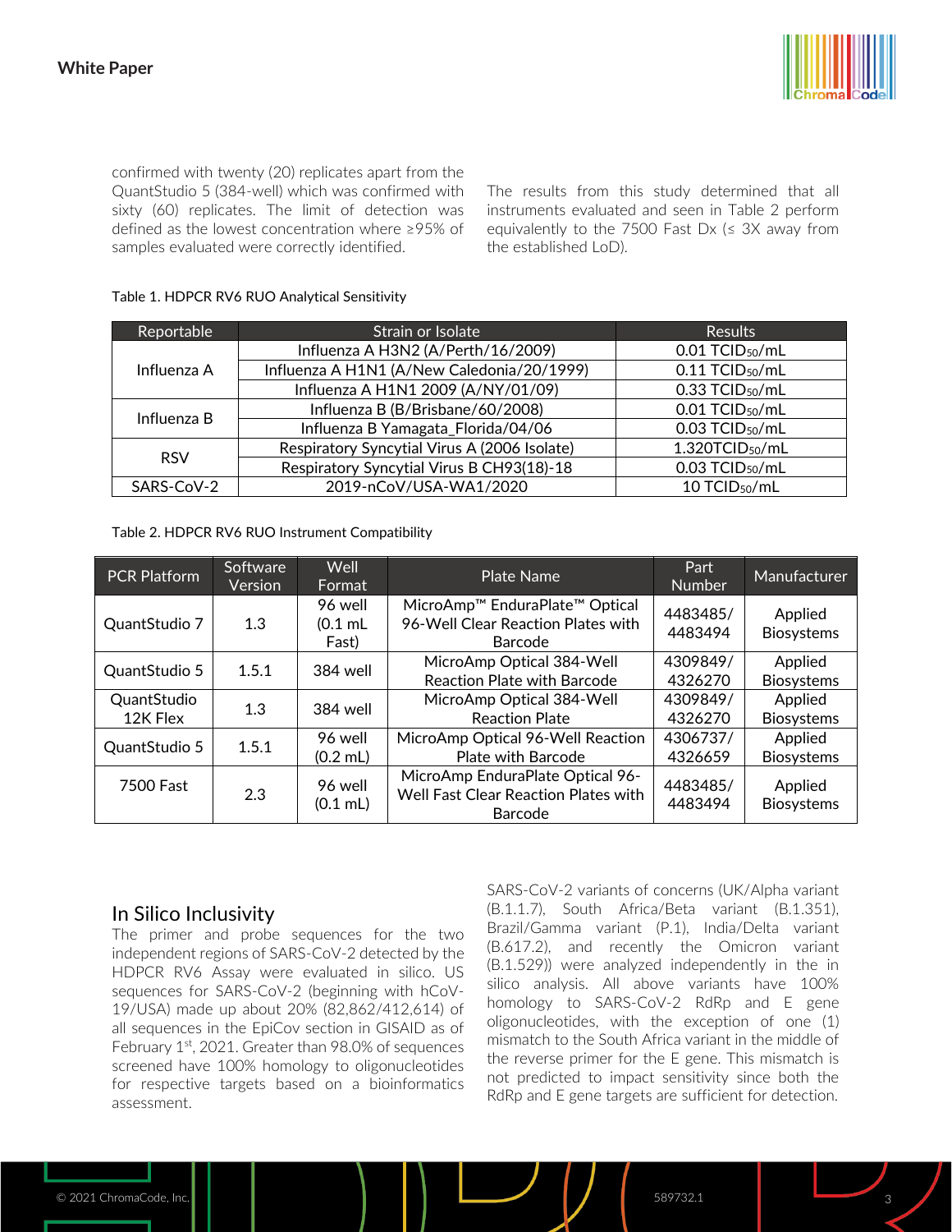confirmed with twenty (20) replicates apart from the QuantStudio 5 (384-well) which was confirmed with sixty (60) replicates. The limit of detection was defined as the lowest concentration where ≥95% of samples evaluated were correctly identified.

The results from this study determined that all instruments evaluated and seen in Table 2 perform equivalently to the 7500 Fast Dx (≤ 3X away from the established LoD).

Table 1. HDPCR RV6 RUO Analytical Sensitivity

| Reportable | Strain or Isolate | Results |
|---|---|---|
| Influenza A | Influenza A H3N2 (A/Perth/16/2009) | 0.01 $TCID_{50}$/mL |
| | Influenza A H1N1 (A/New Caledonia/20/1999) | 0.11 $TCID_{50}$/mL |
| | Influenza A H1N1 2009 (A/NY/01/09) | 0.33 $TCID_{50}$/mL |
| Influenza B | Influenza B (B/Brisbane/60/2008) | 0.01 $TCID_{50}$/mL |
| | Influenza B Yamagata_Florida/04/06 | 0.03 $TCID_{50}$/mL |
| RSV | Respiratory Syncytial Virus A (2006 Isolate) | 1.320$TCID_{50}$/mL |
| | Respiratory Syncytial Virus B CH93(18)-18 | 0.03 $TCID_{50}$/mL |
| SARS-CoV-2 | 2019-nCoV/USA-WA1/2020 | 10 $TCID_{50}$/mL |

Table 2. HDPCR RV6 RUO Instrument Compatibility

| PCR Platform | Software Version | Well Format | Plate Name | Part Number | Manufacturer |
|---|---|---|---|---|---|
| QuantStudio 7 | 1.3 | 96 well (0.1 mL Fast) | MicroAmp™ EnduraPlate™ Optical 96-Well Clear Reaction Plates with Barcode | 4483485/ 4483494 | Applied Biosystems |
| QuantStudio 5 | 1.5.1 | 384 well | MicroAmp Optical 384-Well Reaction Plate with Barcode | 4309849/ 4326270 | Applied Biosystems |
| QuantStudio 12K Flex | 1.3 | 384 well | MicroAmp Optical 384-Well Reaction Plate | 4309849/ 4326270 | Applied Biosystems |
| QuantStudio 5 | 1.5.1 | 96 well (0.2 mL) | MicroAmp Optical 96-Well Reaction Plate with Barcode | 4306737/ 4326659 | Applied Biosystems |
| 7500 Fast | 2.3 | 96 well (0.1 mL) | MicroAmp EnduraPlate Optical 96-Well Fast Clear Reaction Plates with Barcode | 4483485/ 4483494 | Applied Biosystems |

## In Silico Inclusivity

The primer and probe sequences for the two independent regions of SARS-CoV-2 detected by the HDPCR RV6 Assay were evaluated in silico. US sequences for SARS-CoV-2 (beginning with hCoV-19/USA) made up about 20% (82,862/412,614) of all sequences in the EpiCov section in GISAID as of February 1st, 2021. Greater than 98.0% of sequences screened have 100% homology to oligonucleotides for respective targets based on a bioinformatics assessment.

SARS-CoV-2 variants of concerns (UK/Alpha variant (B.1.1.7), South Africa/Beta variant (B.1.351), Brazil/Gamma variant (P.1), India/Delta variant (B.617.2), and recently the Omicron variant (B.1.529)) were analyzed independently in the in silico analysis. All above variants have 100% homology to SARS-CoV-2 RdRp and E gene oligonucleotides, with the exception of one (1) mismatch to the South Africa variant in the middle of the reverse primer for the E gene. This mismatch is not predicted to impact sensitivity since both the RdRp and E gene targets are sufficient for detection.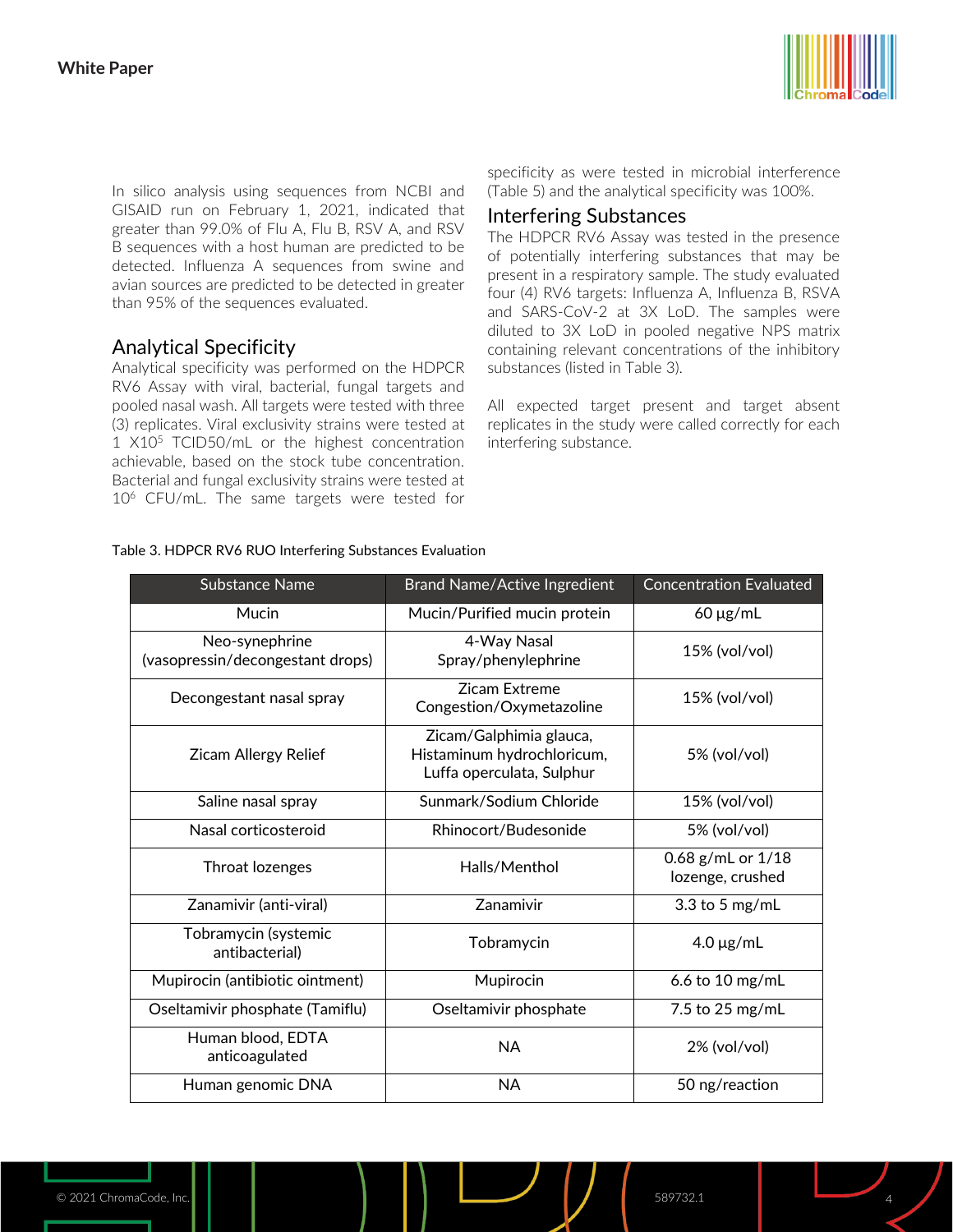In silico analysis using sequences from NCBI and GISAID run on February 1, 2021, indicated that greater than 99.0% of Flu A, Flu B, RSV A, and RSV B sequences with a host human are predicted to be detected. Influenza A sequences from swine and avian sources are predicted to be detected in greater than 95% of the sequences evaluated.

## Analytical Specificity

Analytical specificity was performed on the HDPCR RV6 Assay with viral, bacterial, fungal targets and pooled nasal wash. All targets were tested with three (3) replicates. Viral exclusivity strains were tested at 1 X$10^5$ TCID50/mL or the highest concentration achievable, based on the stock tube concentration. Bacterial and fungal exclusivity strains were tested at $10^6$ CFU/mL. The same targets were tested for specificity as were tested in microbial interference (Table 5) and the analytical specificity was 100%.

## Interfering Substances

The HDPCR RV6 Assay was tested in the presence of potentially interfering substances that may be present in a respiratory sample. The study evaluated four (4) RV6 targets: Influenza A, Influenza B, RSVA and SARS-CoV-2 at 3X LoD. The samples were diluted to 3X LoD in pooled negative NPS matrix containing relevant concentrations of the inhibitory substances (listed in Table 3).

All expected target present and target absent replicates in the study were called correctly for each interfering substance.

Table 3. HDPCR RV6 RUO Interfering Substances Evaluation

| Substance Name | Brand Name/Active Ingredient | Concentration Evaluated |
|---|---|---|
| Mucin | Mucin/Purified mucin protein | 60 µg/mL |
| Neo-synephrine (vasopressin/decongestant drops) | 4-Way Nasal Spray/phenylephrine | 15% (vol/vol) |
| Decongestant nasal spray | Zicam Extreme Congestion/Oxymetazoline | 15% (vol/vol) |
| Zicam Allergy Relief | Zicam/Galphimia glauca, Histaminum hydrochloricum, Luffa operculata, Sulphur | 5% (vol/vol) |
| Saline nasal spray | Sunmark/Sodium Chloride | 15% (vol/vol) |
| Nasal corticosteroid | Rhinocort/Budesonide | 5% (vol/vol) |
| Throat lozenges | Halls/Menthol | 0.68 g/mL or 1/18 lozenge, crushed |
| Zanamivir (anti-viral) | Zanamivir | 3.3 to 5 mg/mL |
| Tobramycin (systemic antibacterial) | Tobramycin | 4.0 µg/mL |
| Mupirocin (antibiotic ointment) | Mupirocin | 6.6 to 10 mg/mL |
| Oseltamivir phosphate (Tamiflu) | Oseltamivir phosphate | 7.5 to 25 mg/mL |
| Human blood, EDTA anticoagulated | NA | 2% (vol/vol) |
| Human genomic DNA | NA | 50 ng/reaction |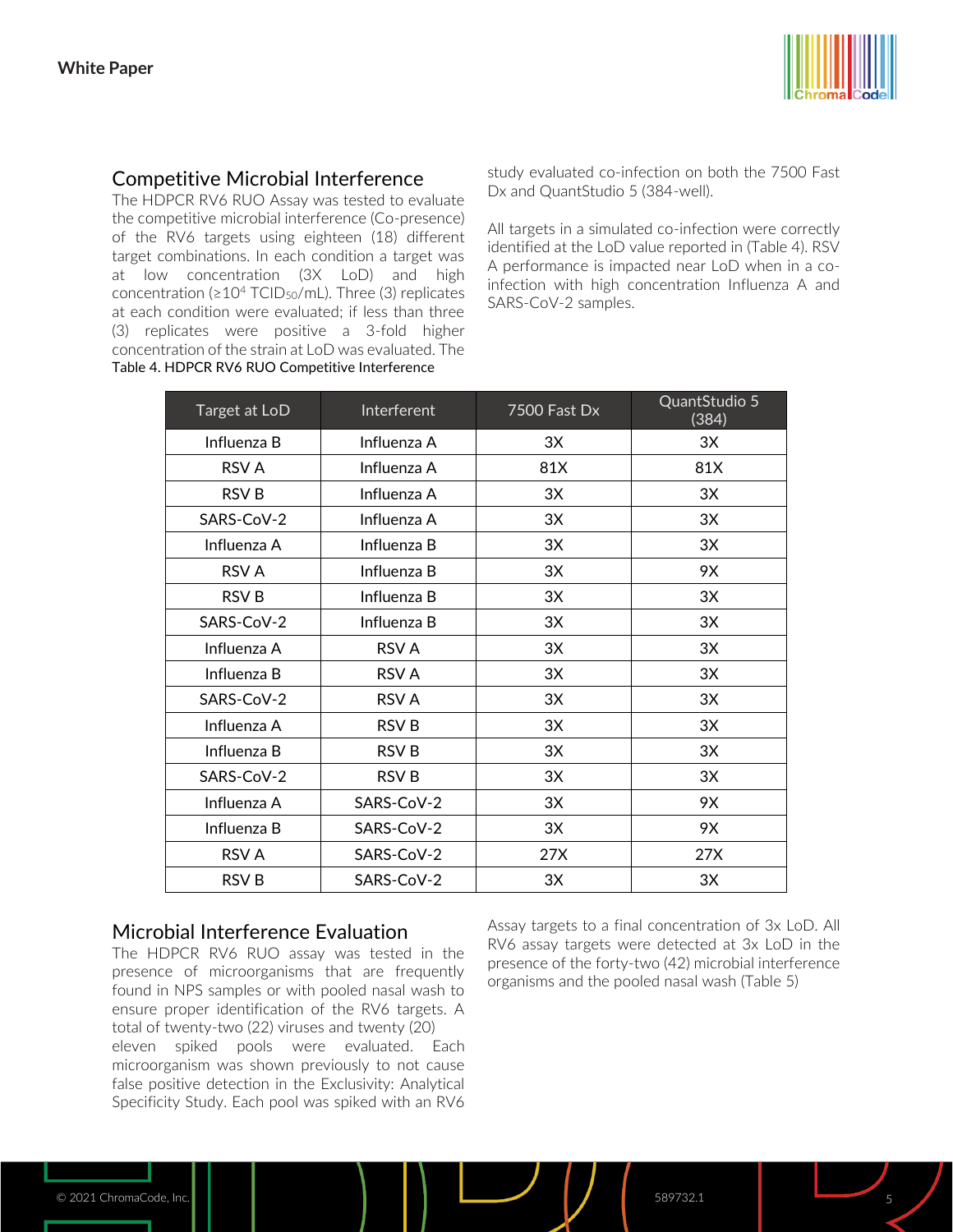## Competitive Microbial Interference

The HDPCR RV6 RUO Assay was tested to evaluate the competitive microbial interference (Co-presence) of the RV6 targets using eighteen (18) different target combinations. In each condition a target was at low concentration (3X LoD) and high concentration (≥$10^4$ $TCID_{50}$/mL). Three (3) replicates at each condition were evaluated; if less than three (3) replicates were positive a 3-fold higher concentration of the strain at LoD was evaluated. The study evaluated co-infection on both the 7500 Fast Dx and QuantStudio 5 (384-well).

All targets in a simulated co-infection were correctly identified at the LoD value reported in (Table 4). RSV A performance is impacted near LoD when in a co-infection with high concentration Influenza A and SARS-CoV-2 samples.

Table 4. HDPCR RV6 RUO Competitive Interference

| Target at LoD | Interferent | 7500 Fast Dx | QuantStudio 5 (384) |
|---|---|---|---|
| Influenza B | Influenza A | 3X | 3X |
| RSV A | Influenza A | 81X | 81X |
| RSV B | Influenza A | 3X | 3X |
| SARS-CoV-2 | Influenza A | 3X | 3X |
| Influenza A | Influenza B | 3X | 3X |
| RSV A | Influenza B | 3X | 9X |
| RSV B | Influenza B | 3X | 3X |
| SARS-CoV-2 | Influenza B | 3X | 3X |
| Influenza A | RSV A | 3X | 3X |
| Influenza B | RSV A | 3X | 3X |
| SARS-CoV-2 | RSV A | 3X | 3X |
| Influenza A | RSV B | 3X | 3X |
| Influenza B | RSV B | 3X | 3X |
| SARS-CoV-2 | RSV B | 3X | 3X |
| Influenza A | SARS-CoV-2 | 3X | 9X |
| Influenza B | SARS-CoV-2 | 3X | 9X |
| RSV A | SARS-CoV-2 | 27X | 27X |
| RSV B | SARS-CoV-2 | 3X | 3X |

## Microbial Interference Evaluation

The HDPCR RV6 RUO assay was tested in the presence of microorganisms that are frequently found in NPS samples or with pooled nasal wash to ensure proper identification of the RV6 targets. A total of twenty-two (22) viruses and twenty (20) eleven spiked pools were evaluated. Each microorganism was shown previously to not cause false positive detection in the Exclusivity: Analytical Specificity Study. Each pool was spiked with an RV6 Assay targets to a final concentration of 3x LoD. All RV6 assay targets were detected at 3x LoD in the presence of the forty-two (42) microbial interference organisms and the pooled nasal wash (Table 5)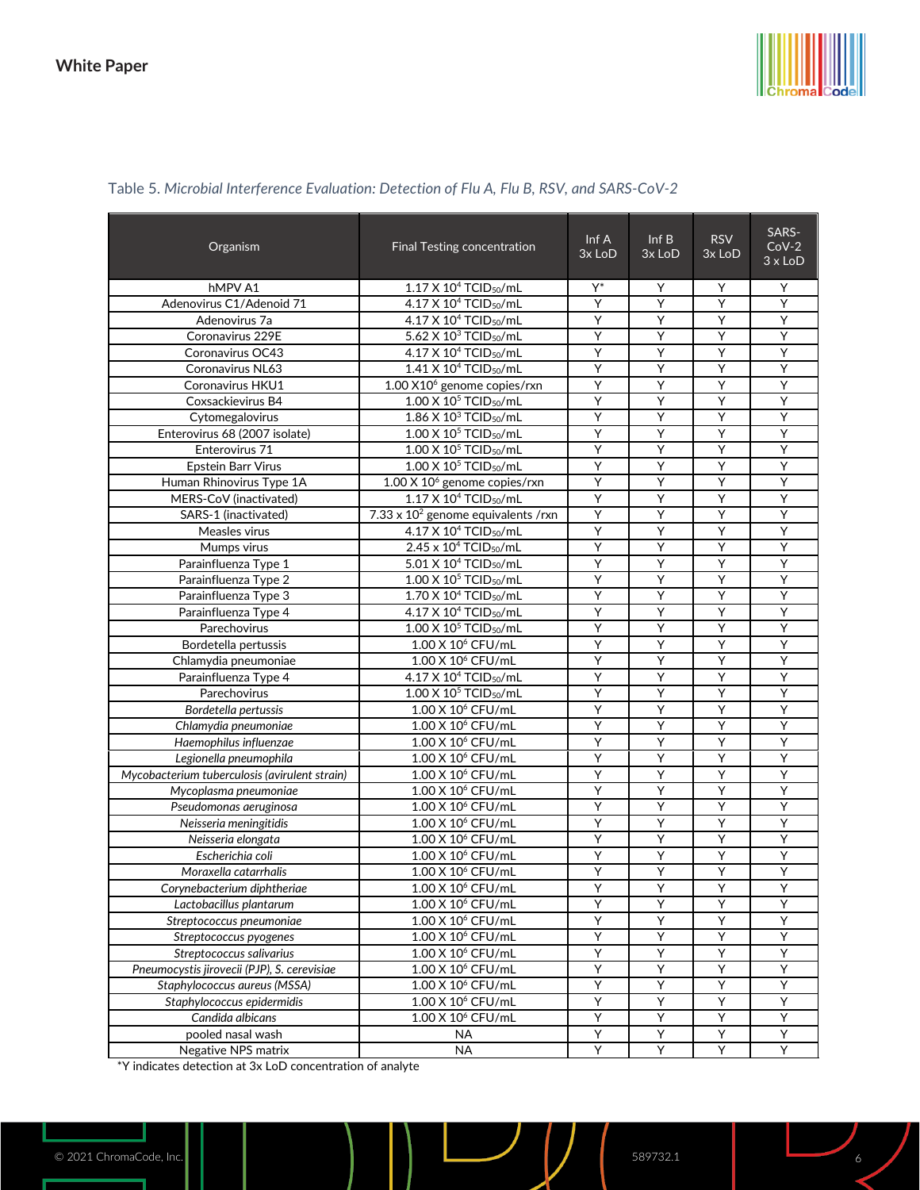Table 5. *Microbial Interference Evaluation: Detection of Flu A, Flu B, RSV, and SARS-CoV-2*

| Organism | Final Testing concentration | Inf A 3x LoD | Inf B 3x LoD | RSV 3x LoD | SARS-CoV-2 3 x LoD |
|---|---|---|---|---|---|
| hMPV A1 | 1.17 X $10^4$ $TCID_{50}$/mL | Y* | Y | Y | Y |
| Adenovirus C1/Adenoid 71 | 4.17 X $10^4$ $TCID_{50}$/mL | Y | Y | Y | Y |
| Adenovirus 7a | 4.17 X $10^4$ $TCID_{50}$/mL | Y | Y | Y | Y |
| Coronavirus 229E | 5.62 X $10^3$ $TCID_{50}$/mL | Y | Y | Y | Y |
| Coronavirus OC43 | 4.17 X $10^4$ $TCID_{50}$/mL | Y | Y | Y | Y |
| Coronavirus NL63 | 1.41 X $10^4$ $TCID_{50}$/mL | Y | Y | Y | Y |
| Coronavirus HKU1 | 1.00 X$10^6$ genome copies/rxn | Y | Y | Y | Y |
| Coxsackievirus B4 | 1.00 X $10^5$ $TCID_{50}$/mL | Y | Y | Y | Y |
| Cytomegalovirus | 1.86 X $10^3$ $TCID_{50}$/mL | Y | Y | Y | Y |
| Enterovirus 68 (2007 isolate) | 1.00 X $10^5$ $TCID_{50}$/mL | Y | Y | Y | Y |
| Enterovirus 71 | 1.00 X $10^5$ $TCID_{50}$/mL | Y | Y | Y | Y |
| Epstein Barr Virus | 1.00 X $10^5$ $TCID_{50}$/mL | Y | Y | Y | Y |
| Human Rhinovirus Type 1A | 1.00 X $10^6$ genome copies/rxn | Y | Y | Y | Y |
| MERS-CoV (inactivated) | 1.17 X $10^4$ $TCID_{50}$/mL | Y | Y | Y | Y |
| SARS-1 (inactivated) | 7.33 x $10^2$ genome equivalents /rxn | Y | Y | Y | Y |
| Measles virus | 4.17 X $10^4$ $TCID_{50}$/mL | Y | Y | Y | Y |
| Mumps virus | 2.45 x $10^4$ $TCID_{50}$/mL | Y | Y | Y | Y |
| Parainfluenza Type 1 | 5.01 X $10^4$ $TCID_{50}$/mL | Y | Y | Y | Y |
| Parainfluenza Type 2 | 1.00 X $10^5$ $TCID_{50}$/mL | Y | Y | Y | Y |
| Parainfluenza Type 3 | 1.70 X $10^4$ $TCID_{50}$/mL | Y | Y | Y | Y |
| Parainfluenza Type 4 | 4.17 X $10^4$ $TCID_{50}$/mL | Y | Y | Y | Y |
| Parechovirus | 1.00 X $10^5$ $TCID_{50}$/mL | Y | Y | Y | Y |
| Bordetella pertussis | 1.00 X $10^6$ CFU/mL | Y | Y | Y | Y |
| Chlamydia pneumoniae | 1.00 X $10^6$ CFU/mL | Y | Y | Y | Y |
| Parainfluenza Type 4 | 4.17 X $10^4$ $TCID_{50}$/mL | Y | Y | Y | Y |
| Parechovirus | 1.00 X $10^5$ $TCID_{50}$/mL | Y | Y | Y | Y |
| *Bordetella pertussis* | 1.00 X $10^6$ CFU/mL | Y | Y | Y | Y |
| *Chlamydia pneumoniae* | 1.00 X $10^6$ CFU/mL | Y | Y | Y | Y |
| *Haemophilus influenzae* | 1.00 X $10^6$ CFU/mL | Y | Y | Y | Y |
| *Legionella pneumophila* | 1.00 X $10^6$ CFU/mL | Y | Y | Y | Y |
| *Mycobacterium tuberculosis (avirulent strain)* | 1.00 X $10^6$ CFU/mL | Y | Y | Y | Y |
| *Mycoplasma pneumoniae* | 1.00 X $10^6$ CFU/mL | Y | Y | Y | Y |
| *Pseudomonas aeruginosa* | 1.00 X $10^6$ CFU/mL | Y | Y | Y | Y |
| *Neisseria meningitidis* | 1.00 X $10^6$ CFU/mL | Y | Y | Y | Y |
| *Neisseria elongata* | 1.00 X $10^6$ CFU/mL | Y | Y | Y | Y |
| *Escherichia coli* | 1.00 X $10^6$ CFU/mL | Y | Y | Y | Y |
| *Moraxella catarrhalis* | 1.00 X $10^6$ CFU/mL | Y | Y | Y | Y |
| *Corynebacterium diphtheriae* | 1.00 X $10^6$ CFU/mL | Y | Y | Y | Y |
| *Lactobacillus plantarum* | 1.00 X $10^6$ CFU/mL | Y | Y | Y | Y |
| *Streptococcus pneumoniae* | 1.00 X $10^6$ CFU/mL | Y | Y | Y | Y |
| *Streptococcus pyogenes* | 1.00 X $10^6$ CFU/mL | Y | Y | Y | Y |
| *Streptococcus salivarius* | 1.00 X $10^6$ CFU/mL | Y | Y | Y | Y |
| *Pneumocystis jirovecii (PJP), S. cerevisiae* | 1.00 X $10^6$ CFU/mL | Y | Y | Y | Y |
| *Staphylococcus aureus (MSSA)* | 1.00 X $10^6$ CFU/mL | Y | Y | Y | Y |
| *Staphylococcus epidermidis* | 1.00 X $10^6$ CFU/mL | Y | Y | Y | Y |
| *Candida albicans* | 1.00 X $10^6$ CFU/mL | Y | Y | Y | Y |
| pooled nasal wash | NA | Y | Y | Y | Y |
| Negative NPS matrix | NA | Y | Y | Y | Y |

*Y indicates detection at 3x LoD concentration of analyte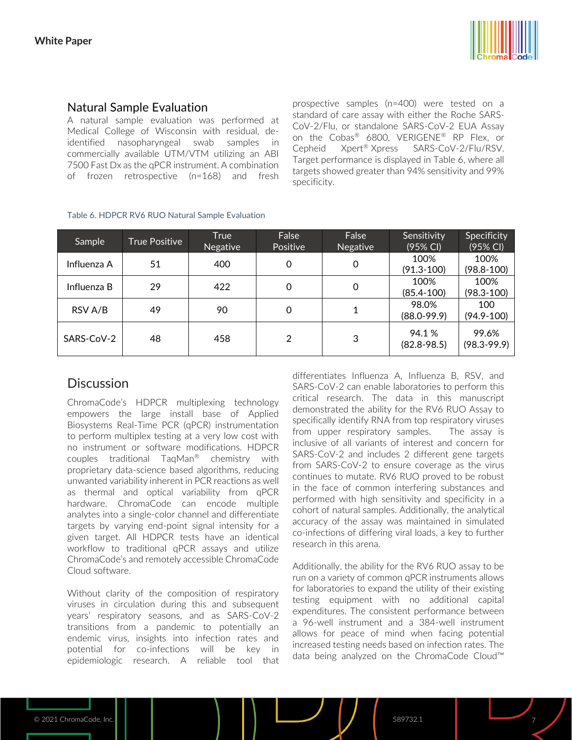## Natural Sample Evaluation

A natural sample evaluation was performed at Medical College of Wisconsin with residual, de-identified nasopharyngeal swab samples in commercially available UTM/VTM utilizing an ABI 7500 Fast Dx as the qPCR instrument. A combination of frozen retrospective (n=168) and fresh prospective samples (n=400) were tested on a standard of care assay with either the Roche SARS-CoV-2/Flu, or standalone SARS-CoV-2 EUA Assay on the Cobas® 6800, VERIGENE® RP Flex, or Cepheid Xpert® Xpress SARS-CoV-2/Flu/RSV. Target performance is displayed in Table 6, where all targets showed greater than 94% sensitivity and 99% specificity.

Table 6. HDPCR RV6 RUO Natural Sample Evaluation

| Sample | True Positive | True Negative | False Positive | False Negative | Sensitivity (95% CI) | Specificity (95% CI) |
|---|---|---|---|---|---|---|
| Influenza A | 51 | 400 | 0 | 0 | 100% (91.3-100) | 100% (98.8-100) |
| Influenza B | 29 | 422 | 0 | 0 | 100% (85.4-100) | 100% (98.3-100) |
| RSV A/B | 49 | 90 | 0 | 1 | 98.0% (88.0-99.9) | 100 (94.9-100) |
| SARS-CoV-2 | 48 | 458 | 2 | 3 | 94.1 % (82.8-98.5) | 99.6% (98.3-99.9) |

## Discussion

ChromaCode's HDPCR multiplexing technology empowers the large install base of Applied Biosystems Real-Time PCR (qPCR) instrumentation to perform multiplex testing at a very low cost with no instrument or software modifications. HDPCR couples traditional TaqMan® chemistry with proprietary data-science based algorithms, reducing unwanted variability inherent in PCR reactions as well as thermal and optical variability from qPCR hardware. ChromaCode can encode multiple analytes into a single-color channel and differentiate targets by varying end-point signal intensity for a given target. All HDPCR tests have an identical workflow to traditional qPCR assays and utilize ChromaCode's and remotely accessible ChromaCode Cloud software.

Without clarity of the composition of respiratory viruses in circulation during this and subsequent years' respiratory seasons, and as SARS-CoV-2 transitions from a pandemic to potentially an endemic virus, insights into infection rates and potential for co-infections will be key in epidemiologic research. A reliable tool that differentiates Influenza A, Influenza B, RSV, and SARS-CoV-2 can enable laboratories to perform this critical research. The data in this manuscript demonstrated the ability for the RV6 RUO Assay to specifically identify RNA from top respiratory viruses from upper respiratory samples. The assay is inclusive of all variants of interest and concern for SARS-CoV-2 and includes 2 different gene targets from SARS-CoV-2 to ensure coverage as the virus continues to mutate. RV6 RUO proved to be robust in the face of common interfering substances and performed with high sensitivity and specificity in a cohort of natural samples. Additionally, the analytical accuracy of the assay was maintained in simulated co-infections of differing viral loads, a key to further research in this arena.

Additionally, the ability for the RV6 RUO assay to be run on a variety of common qPCR instruments allows for laboratories to expand the utility of their existing testing equipment with no additional capital expenditures. The consistent performance between a 96-well instrument and a 384-well instrument allows for peace of mind when facing potential increased testing needs based on infection rates. The data being analyzed on the ChromaCode Cloud™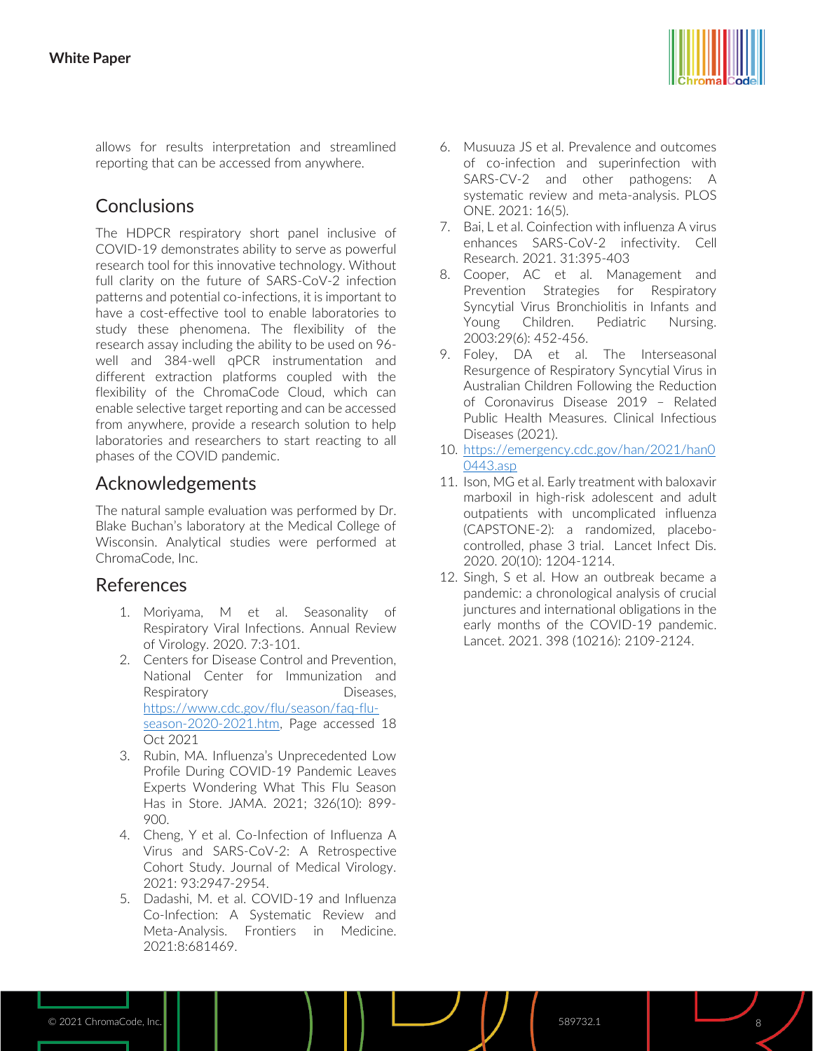allows for results interpretation and streamlined reporting that can be accessed from anywhere.

## Conclusions

The HDPCR respiratory short panel inclusive of COVID-19 demonstrates ability to serve as powerful research tool for this innovative technology. Without full clarity on the future of SARS-CoV-2 infection patterns and potential co-infections, it is important to have a cost-effective tool to enable laboratories to study these phenomena. The flexibility of the research assay including the ability to be used on 96-well and 384-well qPCR instrumentation and different extraction platforms coupled with the flexibility of the ChromaCode Cloud, which can enable selective target reporting and can be accessed from anywhere, provide a research solution to help laboratories and researchers to start reacting to all phases of the COVID pandemic.

## Acknowledgements

The natural sample evaluation was performed by Dr. Blake Buchan's laboratory at the Medical College of Wisconsin. Analytical studies were performed at ChromaCode, Inc.

## References

1. Moriyama, M et al. Seasonality of Respiratory Viral Infections. Annual Review of Virology. 2020. 7:3-101.
2. Centers for Disease Control and Prevention, National Center for Immunization and Respiratory Diseases, https://www.cdc.gov/flu/season/faq-flu-season-2020-2021.htm, Page accessed 18 Oct 2021
3. Rubin, MA. Influenza's Unprecedented Low Profile During COVID-19 Pandemic Leaves Experts Wondering What This Flu Season Has in Store. JAMA. 2021; 326(10): 899-900.
4. Cheng, Y et al. Co-Infection of Influenza A Virus and SARS-CoV-2: A Retrospective Cohort Study. Journal of Medical Virology. 2021: 93:2947-2954.
5. Dadashi, M. et al. COVID-19 and Influenza Co-Infection: A Systematic Review and Meta-Analysis. Frontiers in Medicine. 2021:8:681469.
6. Musuuza JS et al. Prevalence and outcomes of co-infection and superinfection with SARS-CV-2 and other pathogens: A systematic review and meta-analysis. PLOS ONE. 2021: 16(5).
7. Bai, L et al. Coinfection with influenza A virus enhances SARS-CoV-2 infectivity. Cell Research. 2021. 31:395-403
8. Cooper, AC et al. Management and Prevention Strategies for Respiratory Syncytial Virus Bronchiolitis in Infants and Young Children. Pediatric Nursing. 2003:29(6): 452-456.
9. Foley, DA et al. The Interseasonal Resurgence of Respiratory Syncytial Virus in Australian Children Following the Reduction of Coronavirus Disease 2019 – Related Public Health Measures. Clinical Infectious Diseases (2021).
10. https://emergency.cdc.gov/han/2021/han00443.asp
11. Ison, MG et al. Early treatment with baloxavir marboxil in high-risk adolescent and adult outpatients with uncomplicated influenza (CAPSTONE-2): a randomized, placebo-controlled, phase 3 trial. Lancet Infect Dis. 2020. 20(10): 1204-1214.
12. Singh, S et al. How an outbreak became a pandemic: a chronological analysis of crucial junctures and international obligations in the early months of the COVID-19 pandemic. Lancet. 2021. 398 (10216): 2109-2124.